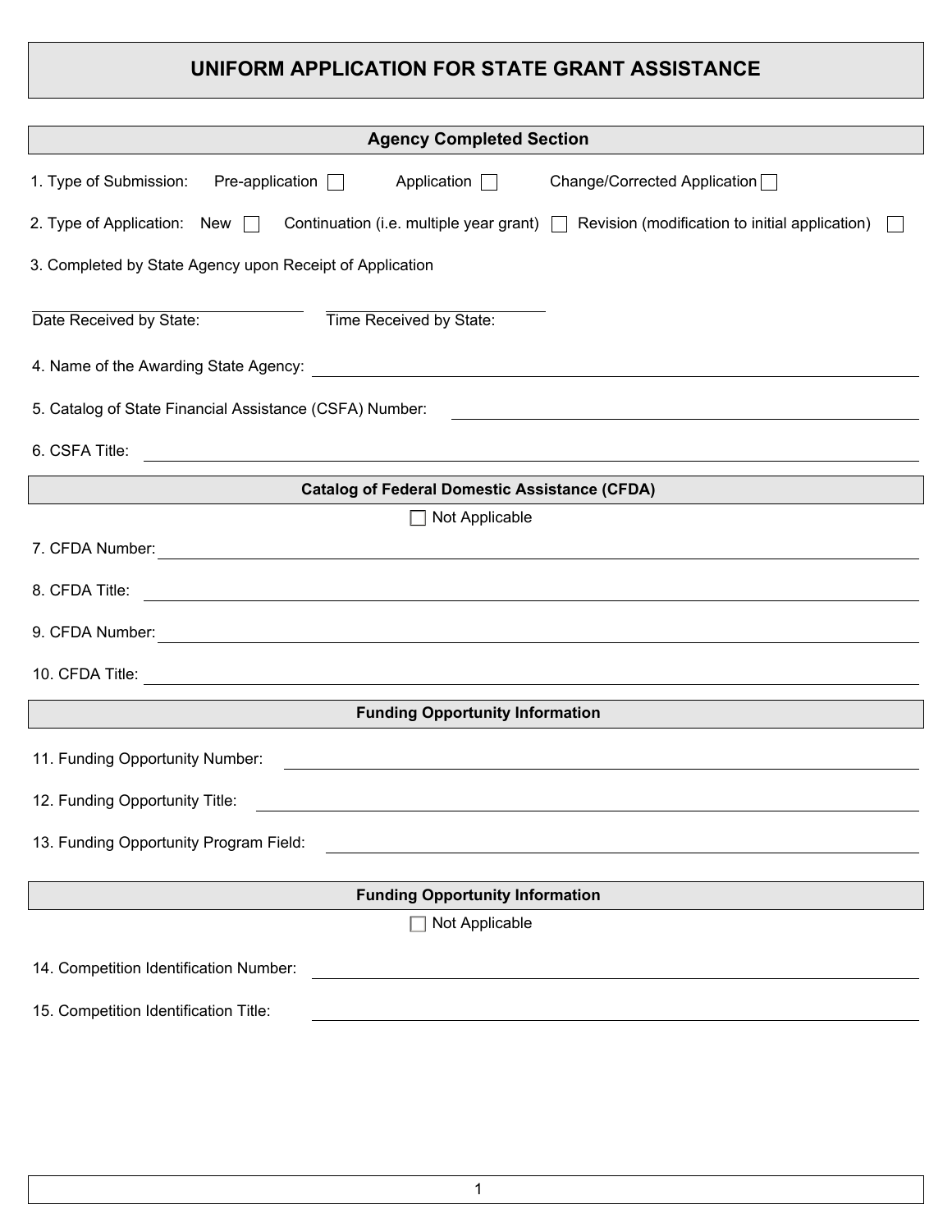# UNIFORM APPLICATION FOR STATE GRANT ASSISTANCE

## Agency Completed Section

1. Type of Submission: Pre-application ☐ Application ☐ Change/Corrected Application ☐

2. Type of Application: New ☐ Continuation (i.e. multiple year grant) ☐ Revision (modification to initial application) ☐

3. Completed by State Agency upon Receipt of Application

Date Received by State: ____________________ Time Received by State: ____________________

4. Name of the Awarding State Agency: ____________________

5. Catalog of State Financial Assistance (CSFA) Number: ____________________

6. CSFA Title: ____________________

## Catalog of Federal Domestic Assistance (CFDA)

☐ Not Applicable

7. CFDA Number: ____________________

8. CFDA Title: ____________________

9. CFDA Number: ____________________

10. CFDA Title: ____________________

## Funding Opportunity Information

11. Funding Opportunity Number: ____________________

12. Funding Opportunity Title: ____________________

13. Funding Opportunity Program Field: ____________________

## Funding Opportunity Information

☐ Not Applicable

14. Competition Identification Number: ____________________

15. Competition Identification Title: ____________________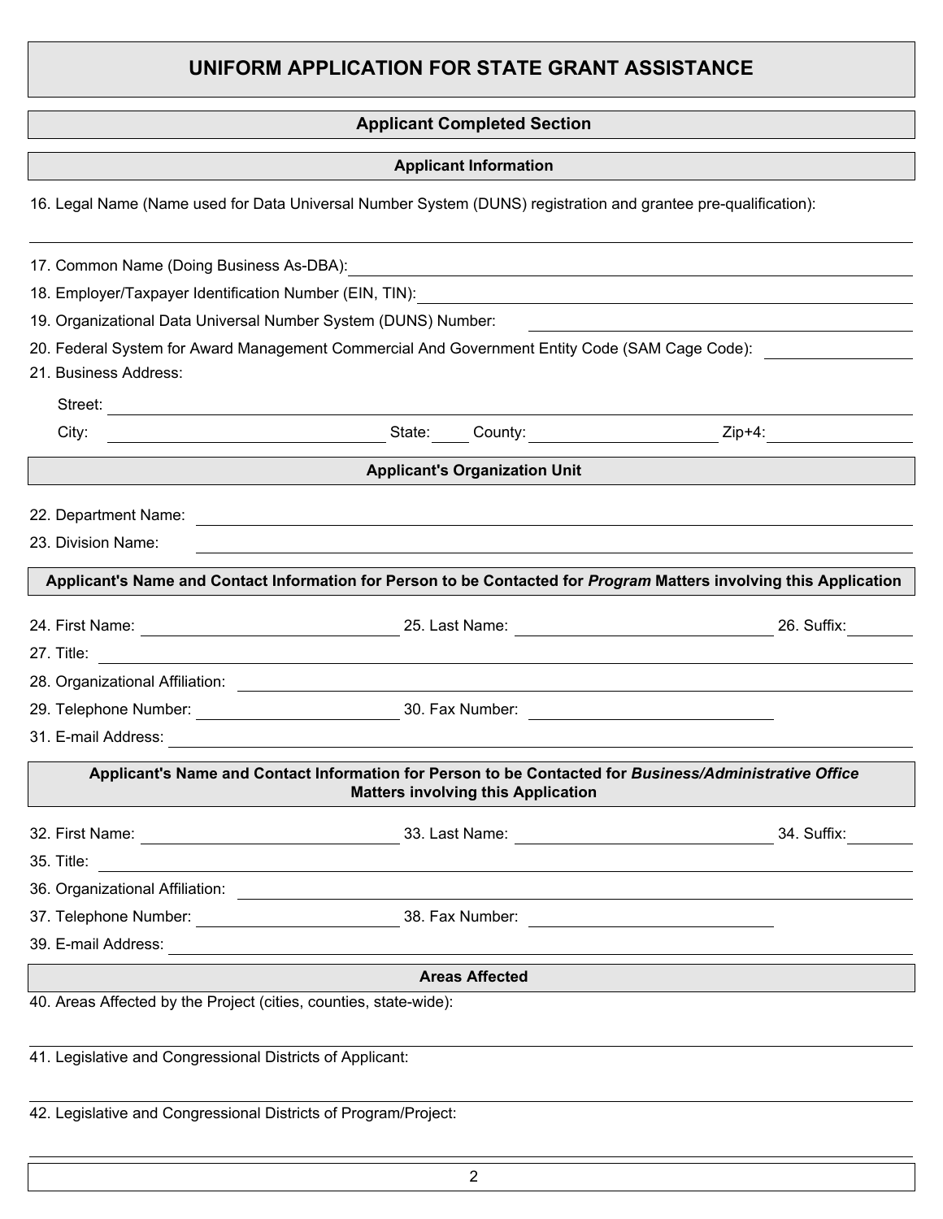# UNIFORM APPLICATION FOR STATE GRANT ASSISTANCE

## Applicant Completed Section

### Applicant Information

16. Legal Name (Name used for Data Universal Number System (DUNS) registration and grantee pre-qualification):

17. Common Name (Doing Business As-DBA):

18. Employer/Taxpayer Identification Number (EIN, TIN):

19. Organizational Data Universal Number System (DUNS) Number:

20. Federal System for Award Management Commercial And Government Entity Code (SAM Cage Code):

21. Business Address:

Street:

City: State: County: Zip+4:

### Applicant's Organization Unit

22. Department Name:

23. Division Name:

### Applicant's Name and Contact Information for Person to be Contacted for *Program* Matters involving this Application

24. First Name: 25. Last Name: 26. Suffix:

27. Title:

28. Organizational Affiliation:

29. Telephone Number: 30. Fax Number:

31. E-mail Address:

### Applicant's Name and Contact Information for Person to be Contacted for *Business/Administrative Office* Matters involving this Application

32. First Name: 33. Last Name: 34. Suffix:

35. Title:

36. Organizational Affiliation:

37. Telephone Number: 38. Fax Number:

39. E-mail Address:

### Areas Affected

40. Areas Affected by the Project (cities, counties, state-wide):

41. Legislative and Congressional Districts of Applicant:

42. Legislative and Congressional Districts of Program/Project: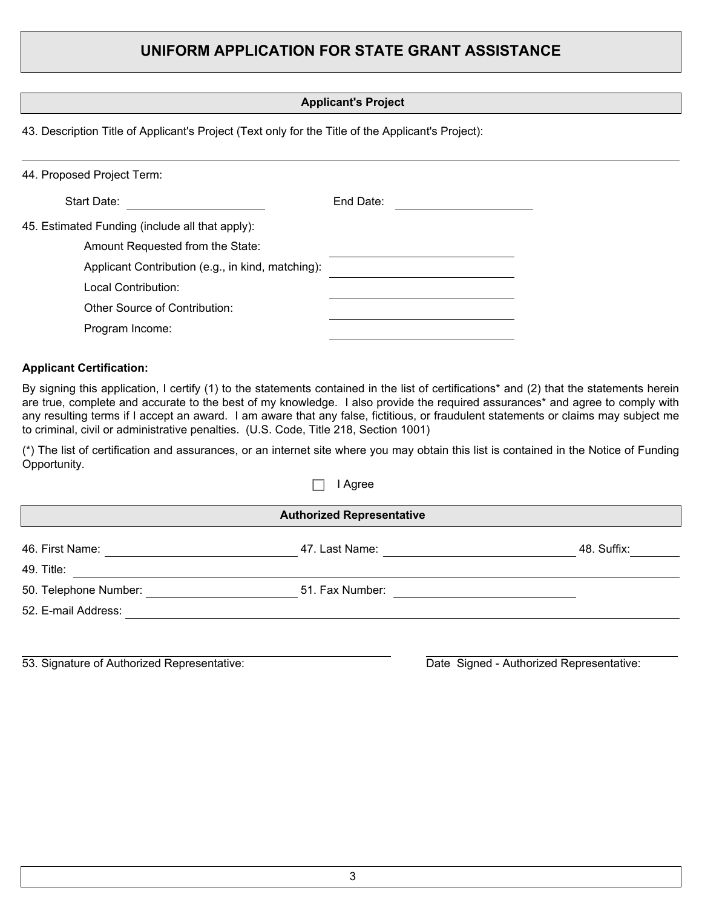# UNIFORM APPLICATION FOR STATE GRANT ASSISTANCE

## Applicant's Project

43. Description Title of Applicant's Project (Text only for the Title of the Applicant's Project):

44. Proposed Project Term:

Start Date: ____________________ End Date: ____________________

45. Estimated Funding (include all that apply):

Amount Requested from the State: ____________________

Applicant Contribution (e.g., in kind, matching): ____________________

Local Contribution: ____________________

Other Source of Contribution: ____________________

Program Income: ____________________

**Applicant Certification:**

By signing this application, I certify (1) to the statements contained in the list of certifications* and (2) that the statements herein are true, complete and accurate to the best of my knowledge. I also provide the required assurances* and agree to comply with any resulting terms if I accept an award. I am aware that any false, fictitious, or fraudulent statements or claims may subject me to criminal, civil or administrative penalties. (U.S. Code, Title 218, Section 1001)

(*) The list of certification and assurances, or an internet site where you may obtain this list is contained in the Notice of Funding Opportunity.

☐ I Agree

## Authorized Representative

46. First Name: ____________________ 47. Last Name: ____________________ 48. Suffix: ________

49. Title: ____________________

50. Telephone Number: ____________________ 51. Fax Number: ____________________

52. E-mail Address: ____________________

53. Signature of Authorized Representative: ____________________

Date Signed - Authorized Representative: ____________________